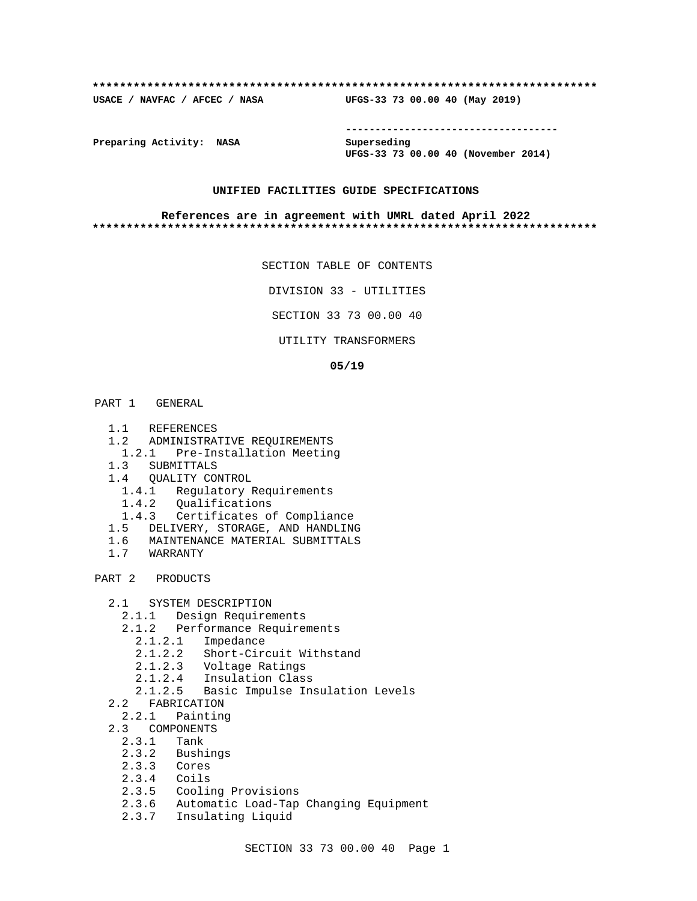**************************************************************************

**USACE / NAVFAC / AFCEC / NASA** **UFGS-33 73 00.00 40 (May 2019)**

-----------------------------------

**Preparing Activity: NASA** **Superseding**
**UFGS-33 73 00.00 40 (November 2014)**

**UNIFIED FACILITIES GUIDE SPECIFICATIONS**

**References are in agreement with UMRL dated April 2022**

**************************************************************************

SECTION TABLE OF CONTENTS

DIVISION 33 - UTILITIES

SECTION 33 73 00.00 40

UTILITY TRANSFORMERS

**05/19**

PART 1 GENERAL

- 1.1 REFERENCES
- 1.2 ADMINISTRATIVE REQUIREMENTS
  - 1.2.1 Pre-Installation Meeting
- 1.3 SUBMITTALS
- 1.4 QUALITY CONTROL
  - 1.4.1 Regulatory Requirements
  - 1.4.2 Qualifications
  - 1.4.3 Certificates of Compliance
- 1.5 DELIVERY, STORAGE, AND HANDLING
- 1.6 MAINTENANCE MATERIAL SUBMITTALS
- 1.7 WARRANTY

PART 2 PRODUCTS

- 2.1 SYSTEM DESCRIPTION
  - 2.1.1 Design Requirements
  - 2.1.2 Performance Requirements
    - 2.1.2.1 Impedance
    - 2.1.2.2 Short-Circuit Withstand
    - 2.1.2.3 Voltage Ratings
    - 2.1.2.4 Insulation Class
    - 2.1.2.5 Basic Impulse Insulation Levels
- 2.2 FABRICATION
  - 2.2.1 Painting
- 2.3 COMPONENTS
  - 2.3.1 Tank
  - 2.3.2 Bushings
  - 2.3.3 Cores
  - 2.3.4 Coils
  - 2.3.5 Cooling Provisions
  - 2.3.6 Automatic Load-Tap Changing Equipment
  - 2.3.7 Insulating Liquid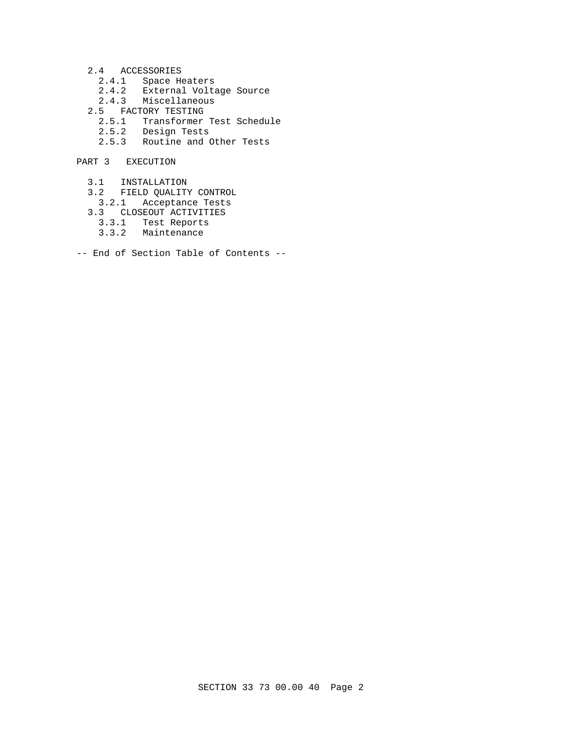- 2.4 ACCESSORIES
  - 2.4.1 Space Heaters
  - 2.4.2 External Voltage Source
  - 2.4.3 Miscellaneous
- 2.5 FACTORY TESTING
  - 2.5.1 Transformer Test Schedule
  - 2.5.2 Design Tests
  - 2.5.3 Routine and Other Tests

PART 3 EXECUTION

- 3.1 INSTALLATION
- 3.2 FIELD QUALITY CONTROL
  - 3.2.1 Acceptance Tests
- 3.3 CLOSEOUT ACTIVITIES
  - 3.3.1 Test Reports
  - 3.3.2 Maintenance

-- End of Section Table of Contents --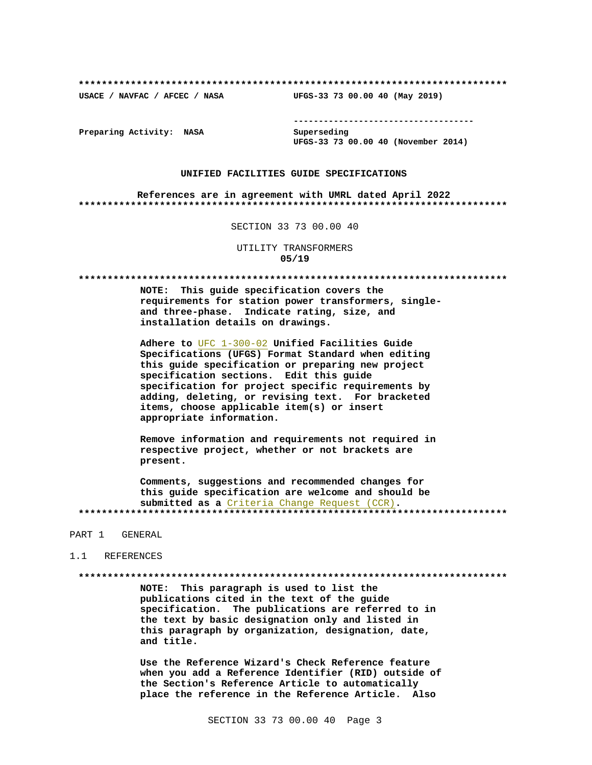**************************************************************************

USACE / NAVFAC / AFCEC / NASA　　　　UFGS-33 73 00.00 40 (May 2019)

Preparing Activity: NASA　　　　Superseding
UFGS-33 73 00.00 40 (November 2014)

**UNIFIED FACILITIES GUIDE SPECIFICATIONS**

**References are in agreement with UMRL dated April 2022**

**************************************************************************

SECTION 33 73 00.00 40

UTILITY TRANSFORMERS
**05/19**

**************************************************************************

**NOTE: This guide specification covers the requirements for station power transformers, single- and three-phase. Indicate rating, size, and installation details on drawings.**

**Adhere to UFC 1-300-02 Unified Facilities Guide Specifications (UFGS) Format Standard when editing this guide specification or preparing new project specification sections. Edit this guide specification for project specific requirements by adding, deleting, or revising text. For bracketed items, choose applicable item(s) or insert appropriate information.**

**Remove information and requirements not required in respective project, whether or not brackets are present.**

**Comments, suggestions and recommended changes for this guide specification are welcome and should be submitted as a Criteria Change Request (CCR).**

**************************************************************************

PART 1 GENERAL

1.1 REFERENCES

**************************************************************************

**NOTE: This paragraph is used to list the publications cited in the text of the guide specification. The publications are referred to in the text by basic designation only and listed in this paragraph by organization, designation, date, and title.**

**Use the Reference Wizard's Check Reference feature when you add a Reference Identifier (RID) outside of the Section's Reference Article to automatically place the reference in the Reference Article. Also**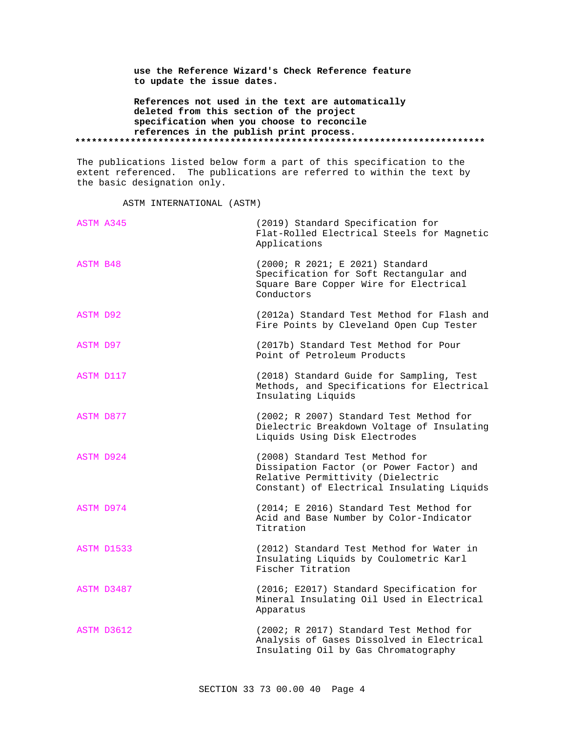**use the Reference Wizard's Check Reference feature to update the issue dates.**

**References not used in the text are automatically deleted from this section of the project specification when you choose to reconcile references in the publish print process.**

**************************************************************************

The publications listed below form a part of this specification to the extent referenced. The publications are referred to within the text by the basic designation only.

ASTM INTERNATIONAL (ASTM)

| | |
|---|---|
| ASTM A345 | (2019) Standard Specification for Flat-Rolled Electrical Steels for Magnetic Applications |
| ASTM B48 | (2000; R 2021; E 2021) Standard Specification for Soft Rectangular and Square Bare Copper Wire for Electrical Conductors |
| ASTM D92 | (2012a) Standard Test Method for Flash and Fire Points by Cleveland Open Cup Tester |
| ASTM D97 | (2017b) Standard Test Method for Pour Point of Petroleum Products |
| ASTM D117 | (2018) Standard Guide for Sampling, Test Methods, and Specifications for Electrical Insulating Liquids |
| ASTM D877 | (2002; R 2007) Standard Test Method for Dielectric Breakdown Voltage of Insulating Liquids Using Disk Electrodes |
| ASTM D924 | (2008) Standard Test Method for Dissipation Factor (or Power Factor) and Relative Permittivity (Dielectric Constant) of Electrical Insulating Liquids |
| ASTM D974 | (2014; E 2016) Standard Test Method for Acid and Base Number by Color-Indicator Titration |
| ASTM D1533 | (2012) Standard Test Method for Water in Insulating Liquids by Coulometric Karl Fischer Titration |
| ASTM D3487 | (2016; E2017) Standard Specification for Mineral Insulating Oil Used in Electrical Apparatus |
| ASTM D3612 | (2002; R 2017) Standard Test Method for Analysis of Gases Dissolved in Electrical Insulating Oil by Gas Chromatography |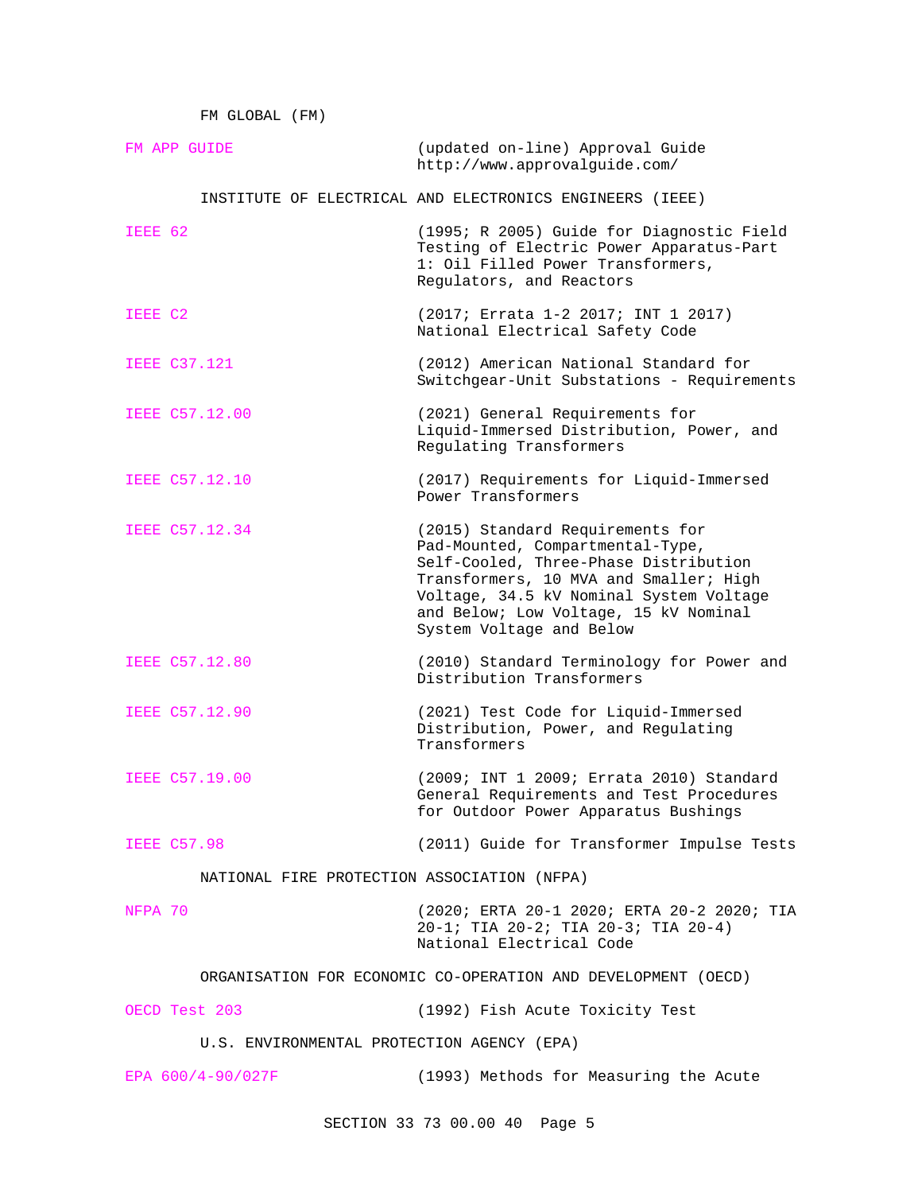FM GLOBAL (FM)

FM APP GUIDE (updated on-line) Approval Guide http://www.approvalguide.com/

INSTITUTE OF ELECTRICAL AND ELECTRONICS ENGINEERS (IEEE)

IEEE 62 (1995; R 2005) Guide for Diagnostic Field Testing of Electric Power Apparatus-Part 1: Oil Filled Power Transformers, Regulators, and Reactors

IEEE C2 (2017; Errata 1-2 2017; INT 1 2017) National Electrical Safety Code

IEEE C37.121 (2012) American National Standard for Switchgear-Unit Substations - Requirements

IEEE C57.12.00 (2021) General Requirements for Liquid-Immersed Distribution, Power, and Regulating Transformers

IEEE C57.12.10 (2017) Requirements for Liquid-Immersed Power Transformers

IEEE C57.12.34 (2015) Standard Requirements for Pad-Mounted, Compartmental-Type, Self-Cooled, Three-Phase Distribution Transformers, 10 MVA and Smaller; High Voltage, 34.5 kV Nominal System Voltage and Below; Low Voltage, 15 kV Nominal System Voltage and Below

IEEE C57.12.80 (2010) Standard Terminology for Power and Distribution Transformers

IEEE C57.12.90 (2021) Test Code for Liquid-Immersed Distribution, Power, and Regulating Transformers

IEEE C57.19.00 (2009; INT 1 2009; Errata 2010) Standard General Requirements and Test Procedures for Outdoor Power Apparatus Bushings

IEEE C57.98 (2011) Guide for Transformer Impulse Tests

NATIONAL FIRE PROTECTION ASSOCIATION (NFPA)

NFPA 70 (2020; ERTA 20-1 2020; ERTA 20-2 2020; TIA 20-1; TIA 20-2; TIA 20-3; TIA 20-4) National Electrical Code

ORGANISATION FOR ECONOMIC CO-OPERATION AND DEVELOPMENT (OECD)

OECD Test 203 (1992) Fish Acute Toxicity Test

U.S. ENVIRONMENTAL PROTECTION AGENCY (EPA)

EPA 600/4-90/027F (1993) Methods for Measuring the Acute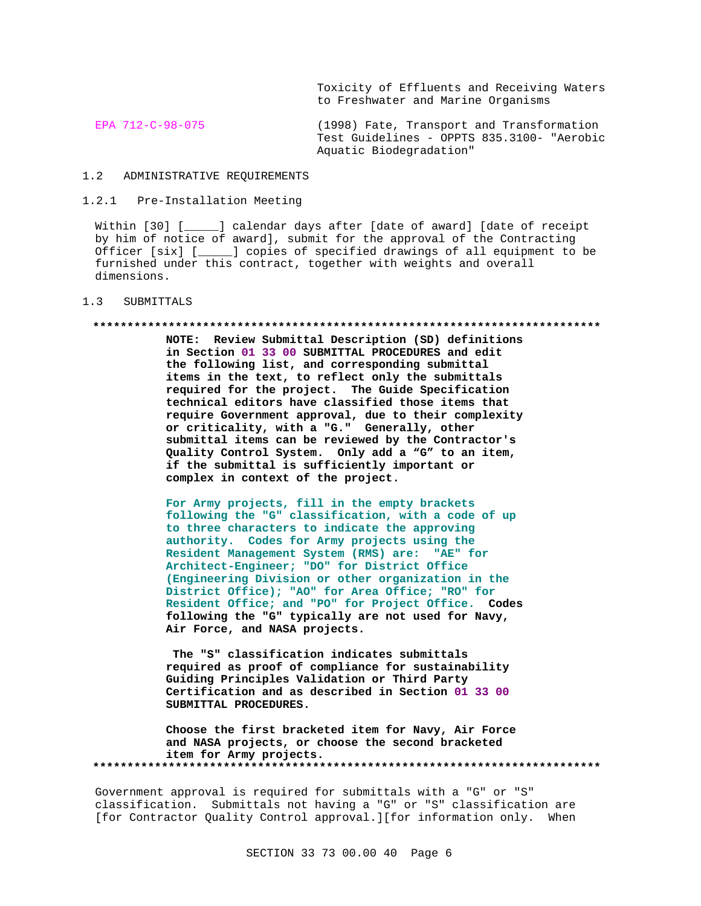| | |
|---|---|
| | Toxicity of Effluents and Receiving Waters to Freshwater and Marine Organisms |
| EPA 712-C-98-075 | (1998) Fate, Transport and Transformation Test Guidelines - OPPTS 835.3100- "Aerobic Aquatic Biodegradation" |

## 1.2 ADMINISTRATIVE REQUIREMENTS

### 1.2.1 Pre-Installation Meeting

Within [30] [_____] calendar days after [date of award] [date of receipt by him of notice of award], submit for the approval of the Contracting Officer [six] [_____] copies of specified drawings of all equipment to be furnished under this contract, together with weights and overall dimensions.

## 1.3 SUBMITTALS

**************************************************************************

**NOTE: Review Submittal Description (SD) definitions in Section 01 33 00 SUBMITTAL PROCEDURES and edit the following list, and corresponding submittal items in the text, to reflect only the submittals required for the project. The Guide Specification technical editors have classified those items that require Government approval, due to their complexity or criticality, with a "G." Generally, other submittal items can be reviewed by the Contractor's Quality Control System. Only add a "G" to an item, if the submittal is sufficiently important or complex in context of the project.**

**For Army projects, fill in the empty brackets following the "G" classification, with a code of up to three characters to indicate the approving authority. Codes for Army projects using the Resident Management System (RMS) are: "AE" for Architect-Engineer; "DO" for District Office (Engineering Division or other organization in the District Office); "AO" for Area Office; "RO" for Resident Office; and "PO" for Project Office. Codes following the "G" typically are not used for Navy, Air Force, and NASA projects.**

**The "S" classification indicates submittals required as proof of compliance for sustainability Guiding Principles Validation or Third Party Certification and as described in Section 01 33 00 SUBMITTAL PROCEDURES.**

**Choose the first bracketed item for Navy, Air Force and NASA projects, or choose the second bracketed item for Army projects.**

**************************************************************************

Government approval is required for submittals with a "G" or "S" classification. Submittals not having a "G" or "S" classification are [for Contractor Quality Control approval.][for information only. When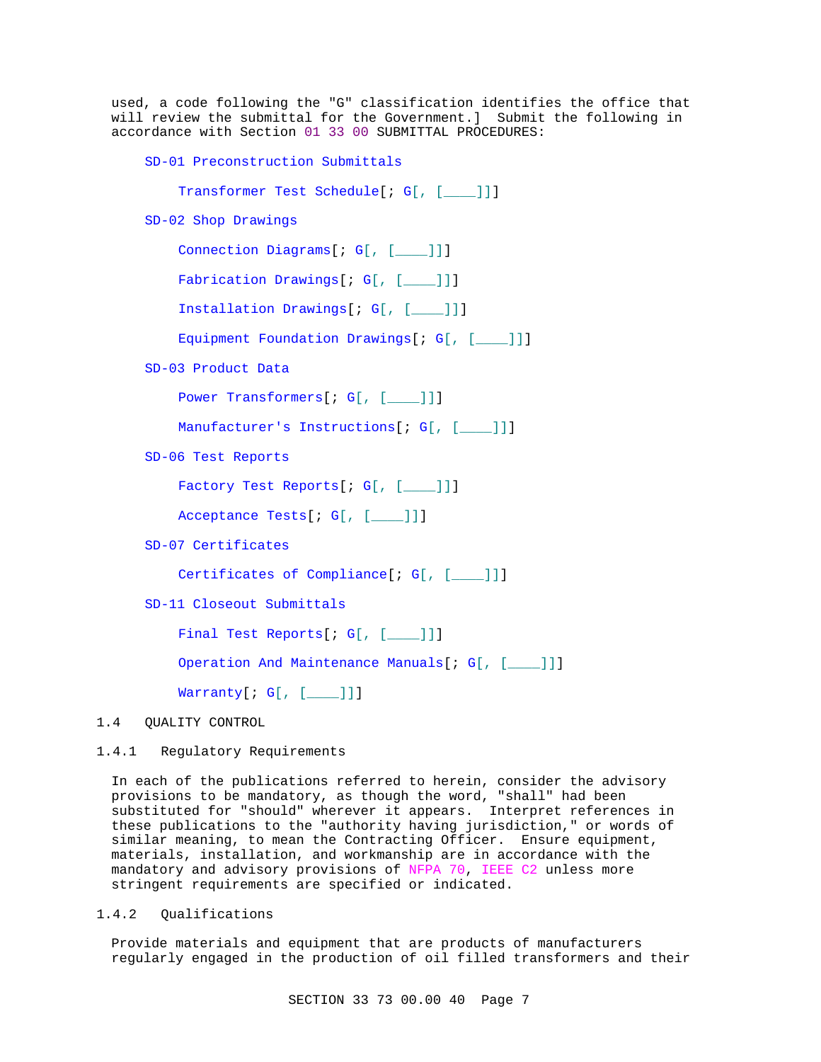used, a code following the "G" classification identifies the office that will review the submittal for the Government.] Submit the following in accordance with Section 01 33 00 SUBMITTAL PROCEDURES:

SD-01 Preconstruction Submittals

Transformer Test Schedule[; G[, [____]]]

SD-02 Shop Drawings

Connection Diagrams[; G[, [____]]]

Fabrication Drawings[; G[, [____]]]

Installation Drawings[; G[, [____]]]

Equipment Foundation Drawings[; G[, [____]]]

SD-03 Product Data

Power Transformers[; G[, [____]]]

Manufacturer's Instructions[; G[, [____]]]

SD-06 Test Reports

Factory Test Reports[; G[, [____]]]

Acceptance Tests[; G[, [____]]]

SD-07 Certificates

Certificates of Compliance[; G[, [____]]]

SD-11 Closeout Submittals

Final Test Reports[; G[, [____]]]

Operation And Maintenance Manuals[; G[, [____]]]

Warranty[; G[, [____]]]

## 1.4 QUALITY CONTROL

### 1.4.1 Regulatory Requirements

In each of the publications referred to herein, consider the advisory provisions to be mandatory, as though the word, "shall" had been substituted for "should" wherever it appears. Interpret references in these publications to the "authority having jurisdiction," or words of similar meaning, to mean the Contracting Officer. Ensure equipment, materials, installation, and workmanship are in accordance with the mandatory and advisory provisions of NFPA 70, IEEE C2 unless more stringent requirements are specified or indicated.

### 1.4.2 Qualifications

Provide materials and equipment that are products of manufacturers regularly engaged in the production of oil filled transformers and their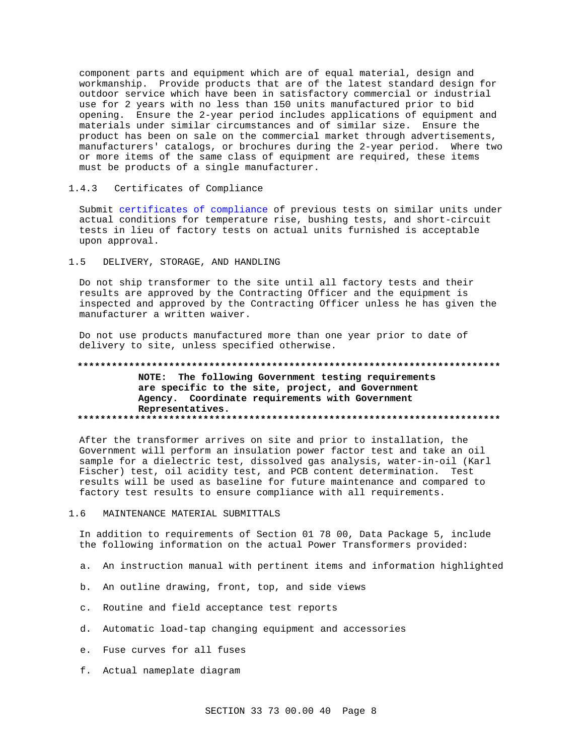component parts and equipment which are of equal material, design and workmanship. Provide products that are of the latest standard design for outdoor service which have been in satisfactory commercial or industrial use for 2 years with no less than 150 units manufactured prior to bid opening. Ensure the 2-year period includes applications of equipment and materials under similar circumstances and of similar size. Ensure the product has been on sale on the commercial market through advertisements, manufacturers' catalogs, or brochures during the 2-year period. Where two or more items of the same class of equipment are required, these items must be products of a single manufacturer.

### 1.4.3 Certificates of Compliance

Submit certificates of compliance of previous tests on similar units under actual conditions for temperature rise, bushing tests, and short-circuit tests in lieu of factory tests on actual units furnished is acceptable upon approval.

## 1.5 DELIVERY, STORAGE, AND HANDLING

Do not ship transformer to the site until all factory tests and their results are approved by the Contracting Officer and the equipment is inspected and approved by the Contracting Officer unless he has given the manufacturer a written waiver.

Do not use products manufactured more than one year prior to date of delivery to site, unless specified otherwise.

**************************************************************************

**NOTE: The following Government testing requirements are specific to the site, project, and Government Agency. Coordinate requirements with Government Representatives.**

**************************************************************************

After the transformer arrives on site and prior to installation, the Government will perform an insulation power factor test and take an oil sample for a dielectric test, dissolved gas analysis, water-in-oil (Karl Fischer) test, oil acidity test, and PCB content determination. Test results will be used as baseline for future maintenance and compared to factory test results to ensure compliance with all requirements.

## 1.6 MAINTENANCE MATERIAL SUBMITTALS

In addition to requirements of Section 01 78 00, Data Package 5, include the following information on the actual Power Transformers provided:

a. An instruction manual with pertinent items and information highlighted

b. An outline drawing, front, top, and side views

c. Routine and field acceptance test reports

d. Automatic load-tap changing equipment and accessories

e. Fuse curves for all fuses

f. Actual nameplate diagram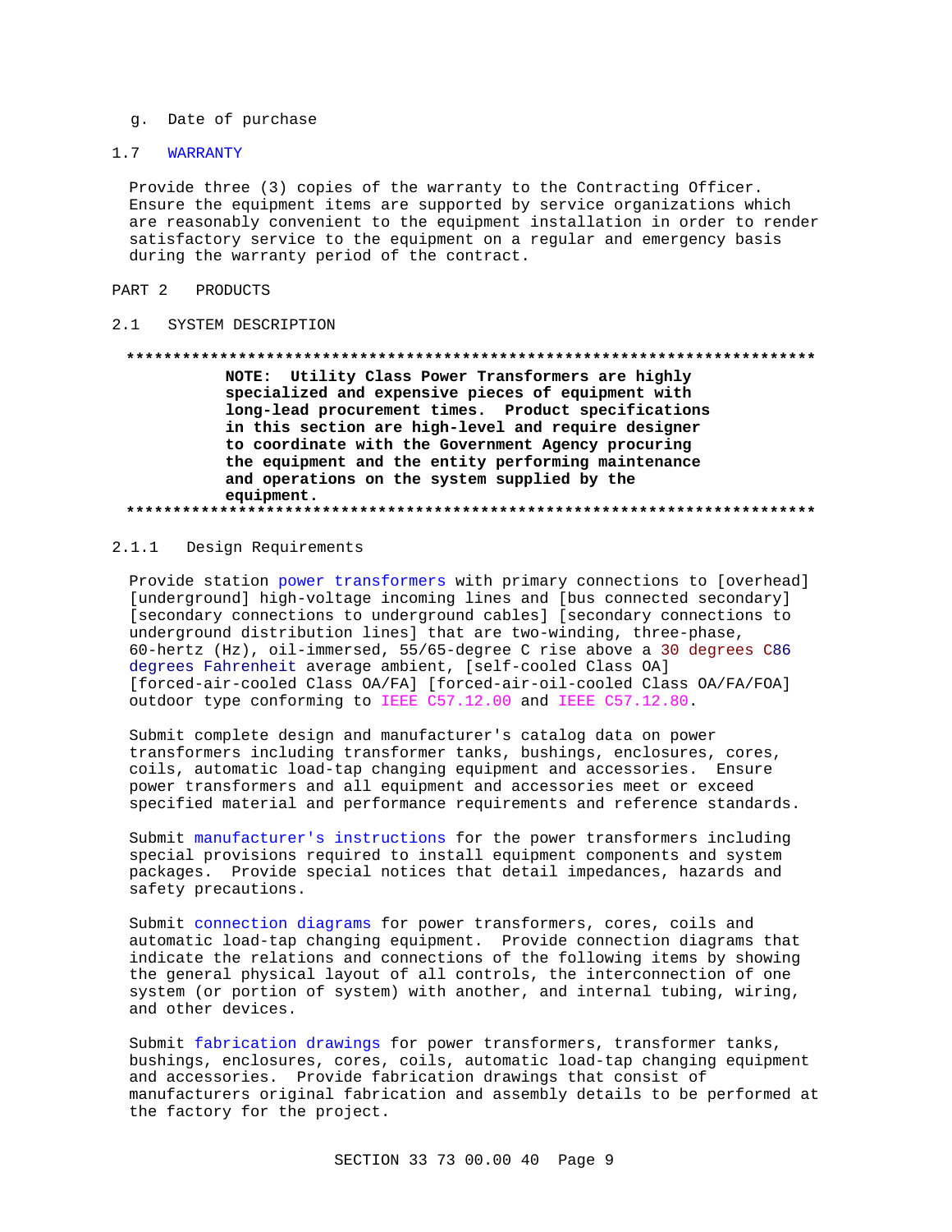g. Date of purchase

## 1.7 WARRANTY

Provide three (3) copies of the warranty to the Contracting Officer. Ensure the equipment items are supported by service organizations which are reasonably convenient to the equipment installation in order to render satisfactory service to the equipment on a regular and emergency basis during the warranty period of the contract.

# PART 2 PRODUCTS

## 2.1 SYSTEM DESCRIPTION

**************************************************************************

**NOTE: Utility Class Power Transformers are highly specialized and expensive pieces of equipment with long-lead procurement times. Product specifications in this section are high-level and require designer to coordinate with the Government Agency procuring the equipment and the entity performing maintenance and operations on the system supplied by the equipment.**

**************************************************************************

### 2.1.1 Design Requirements

Provide station power transformers with primary connections to [overhead] [underground] high-voltage incoming lines and [bus connected secondary] [secondary connections to underground cables] [secondary connections to underground distribution lines] that are two-winding, three-phase, 60-hertz (Hz), oil-immersed, 55/65-degree C rise above a 30 degrees C86 degrees Fahrenheit average ambient, [self-cooled Class OA] [forced-air-cooled Class OA/FA] [forced-air-oil-cooled Class OA/FA/FOA] outdoor type conforming to IEEE C57.12.00 and IEEE C57.12.80.

Submit complete design and manufacturer's catalog data on power transformers including transformer tanks, bushings, enclosures, cores, coils, automatic load-tap changing equipment and accessories. Ensure power transformers and all equipment and accessories meet or exceed specified material and performance requirements and reference standards.

Submit manufacturer's instructions for the power transformers including special provisions required to install equipment components and system packages. Provide special notices that detail impedances, hazards and safety precautions.

Submit connection diagrams for power transformers, cores, coils and automatic load-tap changing equipment. Provide connection diagrams that indicate the relations and connections of the following items by showing the general physical layout of all controls, the interconnection of one system (or portion of system) with another, and internal tubing, wiring, and other devices.

Submit fabrication drawings for power transformers, transformer tanks, bushings, enclosures, cores, coils, automatic load-tap changing equipment and accessories. Provide fabrication drawings that consist of manufacturers original fabrication and assembly details to be performed at the factory for the project.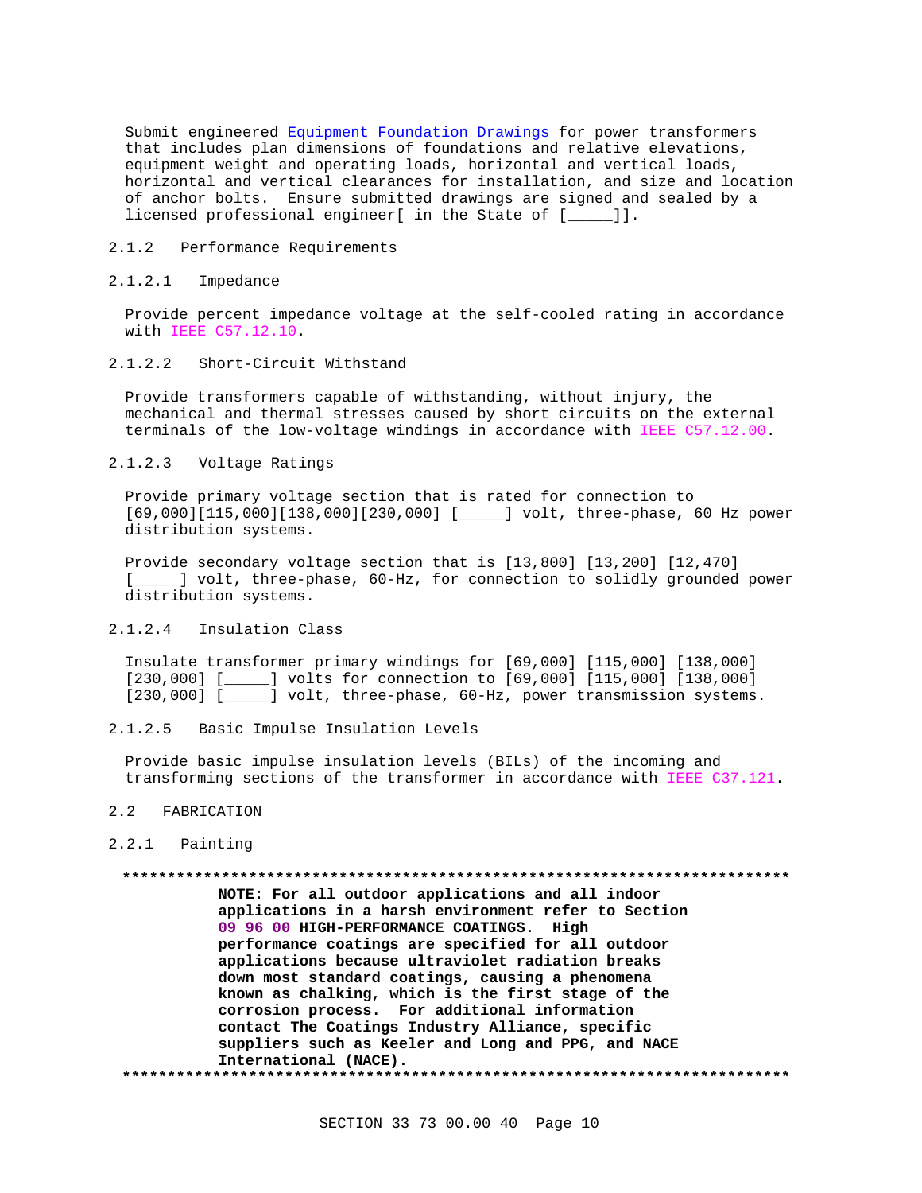Submit engineered Equipment Foundation Drawings for power transformers that includes plan dimensions of foundations and relative elevations, equipment weight and operating loads, horizontal and vertical loads, horizontal and vertical clearances for installation, and size and location of anchor bolts. Ensure submitted drawings are signed and sealed by a licensed professional engineer[ in the State of [_____]].

### 2.1.2 Performance Requirements

#### 2.1.2.1 Impedance

Provide percent impedance voltage at the self-cooled rating in accordance with IEEE C57.12.10.

#### 2.1.2.2 Short-Circuit Withstand

Provide transformers capable of withstanding, without injury, the mechanical and thermal stresses caused by short circuits on the external terminals of the low-voltage windings in accordance with IEEE C57.12.00.

#### 2.1.2.3 Voltage Ratings

Provide primary voltage section that is rated for connection to [69,000][115,000][138,000][230,000] [_____] volt, three-phase, 60 Hz power distribution systems.

Provide secondary voltage section that is [13,800] [13,200] [12,470] [_____] volt, three-phase, 60-Hz, for connection to solidly grounded power distribution systems.

#### 2.1.2.4 Insulation Class

Insulate transformer primary windings for [69,000] [115,000] [138,000] [230,000] [_____] volts for connection to [69,000] [115,000] [138,000] [230,000] [_____] volt, three-phase, 60-Hz, power transmission systems.

#### 2.1.2.5 Basic Impulse Insulation Levels

Provide basic impulse insulation levels (BILs) of the incoming and transforming sections of the transformer in accordance with IEEE C37.121.

## 2.2 FABRICATION

### 2.2.1 Painting

**************************************************************************

**NOTE: For all outdoor applications and all indoor applications in a harsh environment refer to Section 09 96 00 HIGH-PERFORMANCE COATINGS. High performance coatings are specified for all outdoor applications because ultraviolet radiation breaks down most standard coatings, causing a phenomena known as chalking, which is the first stage of the corrosion process. For additional information contact The Coatings Industry Alliance, specific suppliers such as Keeler and Long and PPG, and NACE International (NACE).**

**************************************************************************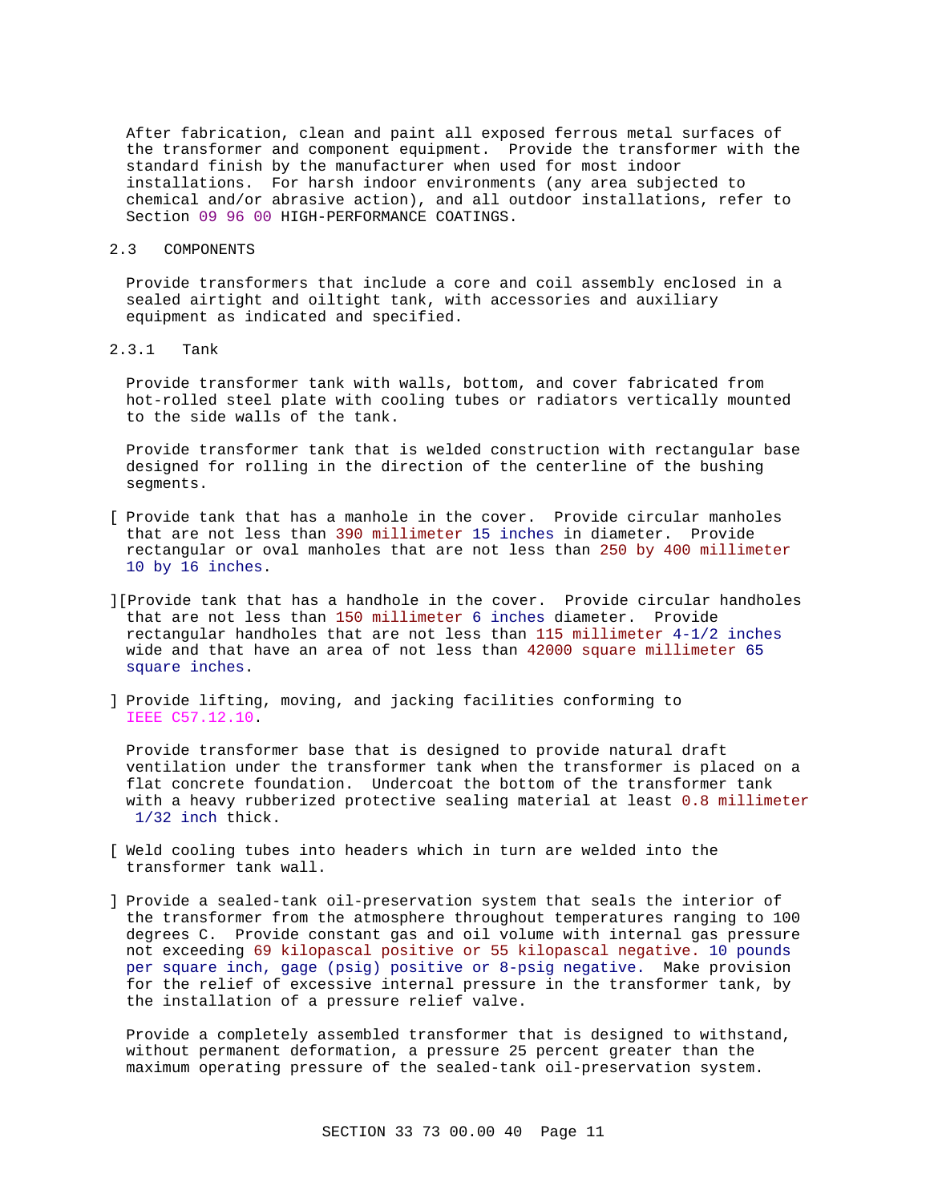After fabrication, clean and paint all exposed ferrous metal surfaces of the transformer and component equipment. Provide the transformer with the standard finish by the manufacturer when used for most indoor installations. For harsh indoor environments (any area subjected to chemical and/or abrasive action), and all outdoor installations, refer to Section 09 96 00 HIGH-PERFORMANCE COATINGS.

## 2.3 COMPONENTS

Provide transformers that include a core and coil assembly enclosed in a sealed airtight and oiltight tank, with accessories and auxiliary equipment as indicated and specified.

### 2.3.1 Tank

Provide transformer tank with walls, bottom, and cover fabricated from hot-rolled steel plate with cooling tubes or radiators vertically mounted to the side walls of the tank.

Provide transformer tank that is welded construction with rectangular base designed for rolling in the direction of the centerline of the bushing segments.

[ Provide tank that has a manhole in the cover. Provide circular manholes that are not less than 390 millimeter 15 inches in diameter. Provide rectangular or oval manholes that are not less than 250 by 400 millimeter 10 by 16 inches.

][Provide tank that has a handhole in the cover. Provide circular handholes that are not less than 150 millimeter 6 inches diameter. Provide rectangular handholes that are not less than 115 millimeter 4-1/2 inches wide and that have an area of not less than 42000 square millimeter 65 square inches.

] Provide lifting, moving, and jacking facilities conforming to IEEE C57.12.10.

Provide transformer base that is designed to provide natural draft ventilation under the transformer tank when the transformer is placed on a flat concrete foundation. Undercoat the bottom of the transformer tank with a heavy rubberized protective sealing material at least 0.8 millimeter 1/32 inch thick.

[ Weld cooling tubes into headers which in turn are welded into the transformer tank wall.

] Provide a sealed-tank oil-preservation system that seals the interior of the transformer from the atmosphere throughout temperatures ranging to 100 degrees C. Provide constant gas and oil volume with internal gas pressure not exceeding 69 kilopascal positive or 55 kilopascal negative. 10 pounds per square inch, gage (psig) positive or 8-psig negative. Make provision for the relief of excessive internal pressure in the transformer tank, by the installation of a pressure relief valve.

Provide a completely assembled transformer that is designed to withstand, without permanent deformation, a pressure 25 percent greater than the maximum operating pressure of the sealed-tank oil-preservation system.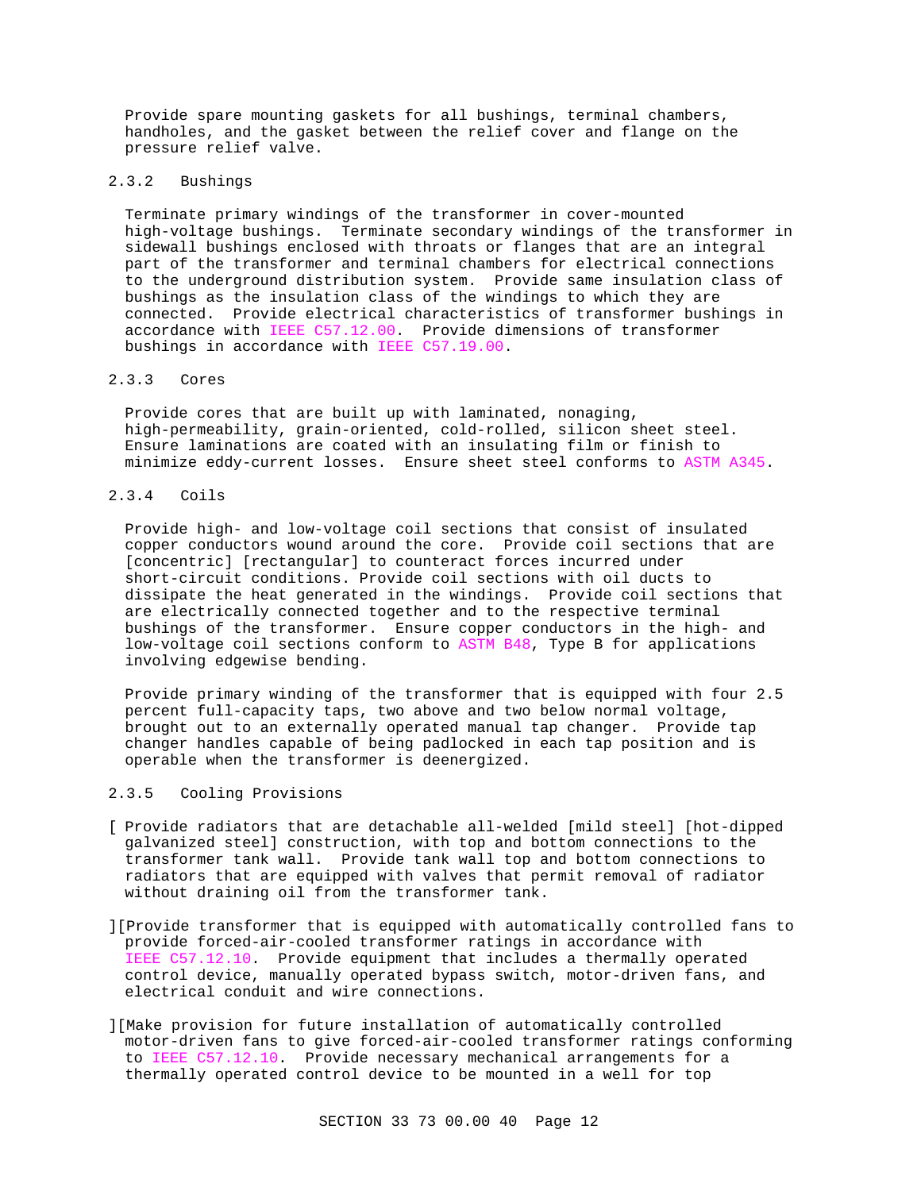Provide spare mounting gaskets for all bushings, terminal chambers, handholes, and the gasket between the relief cover and flange on the pressure relief valve.

### 2.3.2 Bushings

Terminate primary windings of the transformer in cover-mounted high-voltage bushings. Terminate secondary windings of the transformer in sidewall bushings enclosed with throats or flanges that are an integral part of the transformer and terminal chambers for electrical connections to the underground distribution system. Provide same insulation class of bushings as the insulation class of the windings to which they are connected. Provide electrical characteristics of transformer bushings in accordance with IEEE C57.12.00. Provide dimensions of transformer bushings in accordance with IEEE C57.19.00.

### 2.3.3 Cores

Provide cores that are built up with laminated, nonaging, high-permeability, grain-oriented, cold-rolled, silicon sheet steel. Ensure laminations are coated with an insulating film or finish to minimize eddy-current losses. Ensure sheet steel conforms to ASTM A345.

### 2.3.4 Coils

Provide high- and low-voltage coil sections that consist of insulated copper conductors wound around the core. Provide coil sections that are [concentric] [rectangular] to counteract forces incurred under short-circuit conditions. Provide coil sections with oil ducts to dissipate the heat generated in the windings. Provide coil sections that are electrically connected together and to the respective terminal bushings of the transformer. Ensure copper conductors in the high- and low-voltage coil sections conform to ASTM B48, Type B for applications involving edgewise bending.

Provide primary winding of the transformer that is equipped with four 2.5 percent full-capacity taps, two above and two below normal voltage, brought out to an externally operated manual tap changer. Provide tap changer handles capable of being padlocked in each tap position and is operable when the transformer is deenergized.

### 2.3.5 Cooling Provisions

[ Provide radiators that are detachable all-welded [mild steel] [hot-dipped galvanized steel] construction, with top and bottom connections to the transformer tank wall. Provide tank wall top and bottom connections to radiators that are equipped with valves that permit removal of radiator without draining oil from the transformer tank.

][Provide transformer that is equipped with automatically controlled fans to provide forced-air-cooled transformer ratings in accordance with IEEE C57.12.10. Provide equipment that includes a thermally operated control device, manually operated bypass switch, motor-driven fans, and electrical conduit and wire connections.

][Make provision for future installation of automatically controlled motor-driven fans to give forced-air-cooled transformer ratings conforming to IEEE C57.12.10. Provide necessary mechanical arrangements for a thermally operated control device to be mounted in a well for top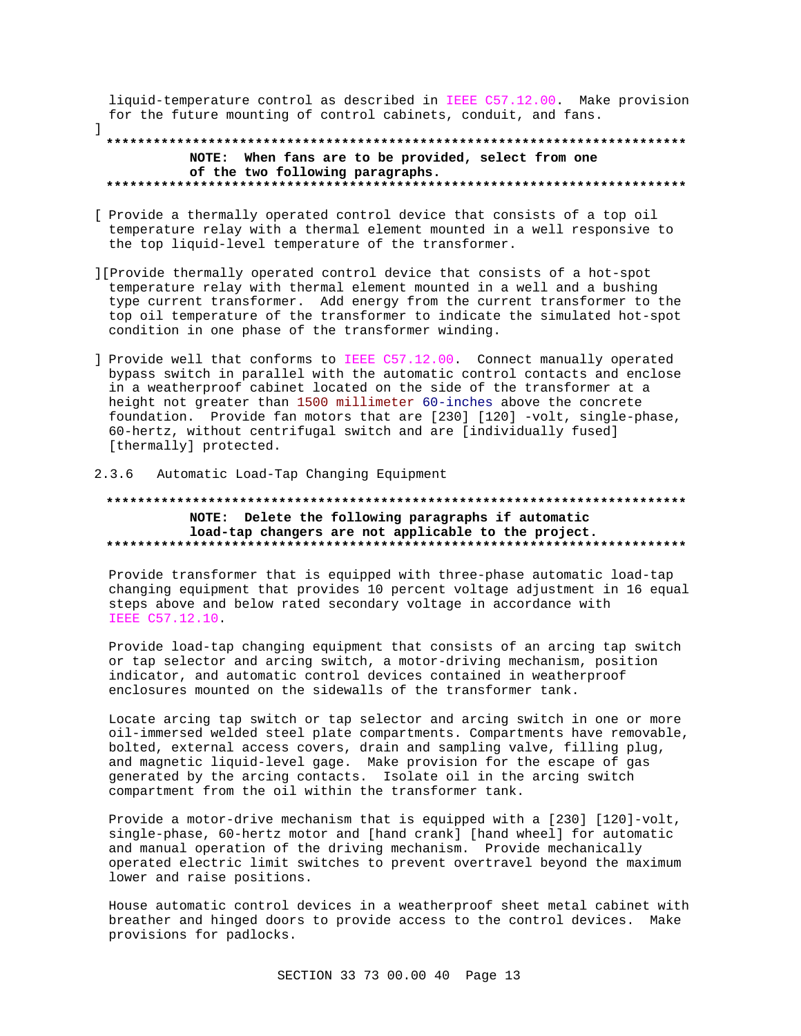liquid-temperature control as described in IEEE C57.12.00. Make provision for the future mounting of control cabinets, conduit, and fans.
]

**************************************************************************
**NOTE: When fans are to be provided, select from one of the two following paragraphs.**
**************************************************************************

[ Provide a thermally operated control device that consists of a top oil temperature relay with a thermal element mounted in a well responsive to the top liquid-level temperature of the transformer.

][Provide thermally operated control device that consists of a hot-spot temperature relay with thermal element mounted in a well and a bushing type current transformer. Add energy from the current transformer to the top oil temperature of the transformer to indicate the simulated hot-spot condition in one phase of the transformer winding.

] Provide well that conforms to IEEE C57.12.00. Connect manually operated bypass switch in parallel with the automatic control contacts and enclose in a weatherproof cabinet located on the side of the transformer at a height not greater than 1500 millimeter 60-inches above the concrete foundation. Provide fan motors that are [230] [120] -volt, single-phase, 60-hertz, without centrifugal switch and are [individually fused] [thermally] protected.

### 2.3.6 Automatic Load-Tap Changing Equipment

**************************************************************************
**NOTE: Delete the following paragraphs if automatic load-tap changers are not applicable to the project.**
**************************************************************************

Provide transformer that is equipped with three-phase automatic load-tap changing equipment that provides 10 percent voltage adjustment in 16 equal steps above and below rated secondary voltage in accordance with IEEE C57.12.10.

Provide load-tap changing equipment that consists of an arcing tap switch or tap selector and arcing switch, a motor-driving mechanism, position indicator, and automatic control devices contained in weatherproof enclosures mounted on the sidewalls of the transformer tank.

Locate arcing tap switch or tap selector and arcing switch in one or more oil-immersed welded steel plate compartments. Compartments have removable, bolted, external access covers, drain and sampling valve, filling plug, and magnetic liquid-level gage. Make provision for the escape of gas generated by the arcing contacts. Isolate oil in the arcing switch compartment from the oil within the transformer tank.

Provide a motor-drive mechanism that is equipped with a [230] [120]-volt, single-phase, 60-hertz motor and [hand crank] [hand wheel] for automatic and manual operation of the driving mechanism. Provide mechanically operated electric limit switches to prevent overtravel beyond the maximum lower and raise positions.

House automatic control devices in a weatherproof sheet metal cabinet with breather and hinged doors to provide access to the control devices. Make provisions for padlocks.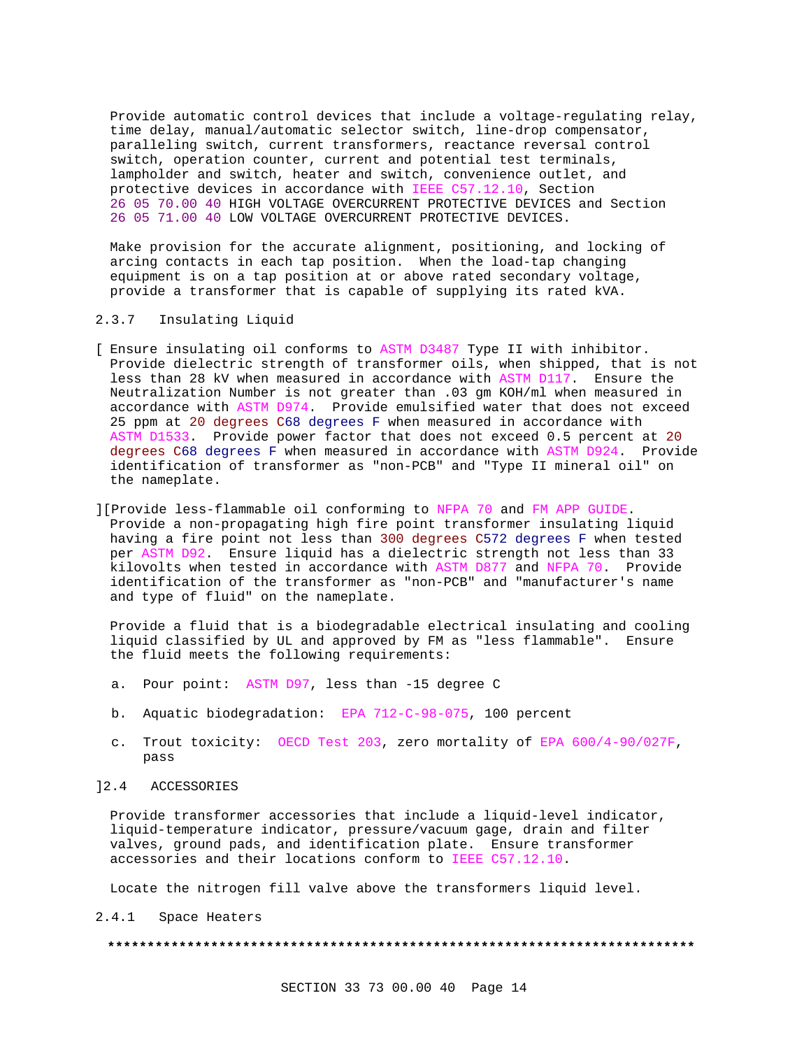Provide automatic control devices that include a voltage-regulating relay, time delay, manual/automatic selector switch, line-drop compensator, paralleling switch, current transformers, reactance reversal control switch, operation counter, current and potential test terminals, lampholder and switch, heater and switch, convenience outlet, and protective devices in accordance with IEEE C57.12.10, Section 26 05 70.00 40 HIGH VOLTAGE OVERCURRENT PROTECTIVE DEVICES and Section 26 05 71.00 40 LOW VOLTAGE OVERCURRENT PROTECTIVE DEVICES.

Make provision for the accurate alignment, positioning, and locking of arcing contacts in each tap position. When the load-tap changing equipment is on a tap position at or above rated secondary voltage, provide a transformer that is capable of supplying its rated kVA.

### 2.3.7 Insulating Liquid

[ Ensure insulating oil conforms to ASTM D3487 Type II with inhibitor. Provide dielectric strength of transformer oils, when shipped, that is not less than 28 kV when measured in accordance with ASTM D117. Ensure the Neutralization Number is not greater than .03 gm KOH/ml when measured in accordance with ASTM D974. Provide emulsified water that does not exceed 25 ppm at 20 degrees C68 degrees F when measured in accordance with ASTM D1533. Provide power factor that does not exceed 0.5 percent at 20 degrees C68 degrees F when measured in accordance with ASTM D924. Provide identification of transformer as "non-PCB" and "Type II mineral oil" on the nameplate.

][Provide less-flammable oil conforming to NFPA 70 and FM APP GUIDE. Provide a non-propagating high fire point transformer insulating liquid having a fire point not less than 300 degrees C572 degrees F when tested per ASTM D92. Ensure liquid has a dielectric strength not less than 33 kilovolts when tested in accordance with ASTM D877 and NFPA 70. Provide identification of the transformer as "non-PCB" and "manufacturer's name and type of fluid" on the nameplate.

Provide a fluid that is a biodegradable electrical insulating and cooling liquid classified by UL and approved by FM as "less flammable". Ensure the fluid meets the following requirements:

a. Pour point: ASTM D97, less than -15 degree C

b. Aquatic biodegradation: EPA 712-C-98-075, 100 percent

c. Trout toxicity: OECD Test 203, zero mortality of EPA 600/4-90/027F, pass

]

## 2.4 ACCESSORIES

Provide transformer accessories that include a liquid-level indicator, liquid-temperature indicator, pressure/vacuum gage, drain and filter valves, ground pads, and identification plate. Ensure transformer accessories and their locations conform to IEEE C57.12.10.

Locate the nitrogen fill valve above the transformers liquid level.

### 2.4.1 Space Heaters

**************************************************************************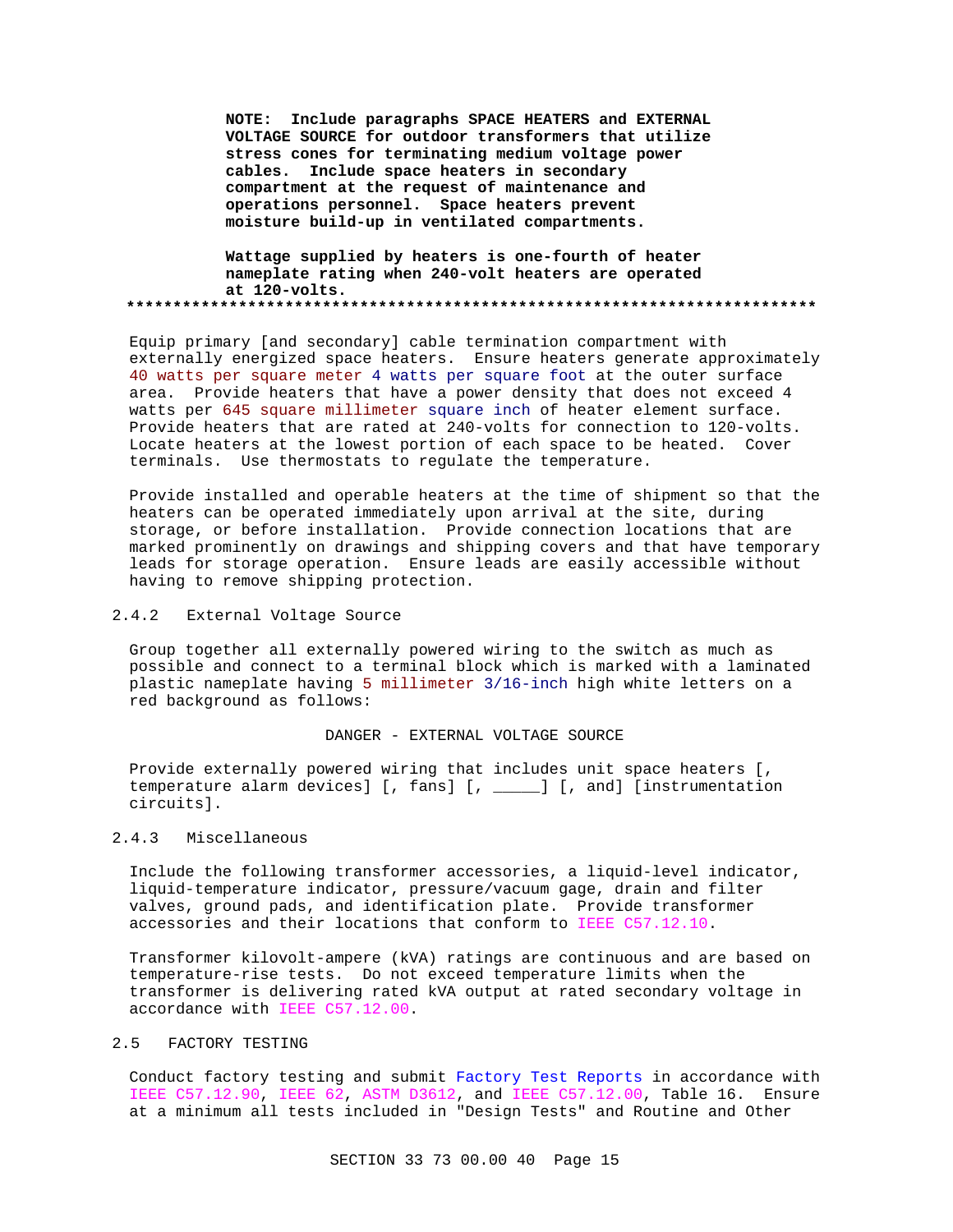**NOTE: Include paragraphs SPACE HEATERS and EXTERNAL VOLTAGE SOURCE for outdoor transformers that utilize stress cones for terminating medium voltage power cables. Include space heaters in secondary compartment at the request of maintenance and operations personnel. Space heaters prevent moisture build-up in ventilated compartments.**

**Wattage supplied by heaters is one-fourth of heater nameplate rating when 240-volt heaters are operated at 120-volts.**

**************************************************************************

Equip primary [and secondary] cable termination compartment with externally energized space heaters. Ensure heaters generate approximately 40 watts per square meter 4 watts per square foot at the outer surface area. Provide heaters that have a power density that does not exceed 4 watts per 645 square millimeter square inch of heater element surface. Provide heaters that are rated at 240-volts for connection to 120-volts. Locate heaters at the lowest portion of each space to be heated. Cover terminals. Use thermostats to regulate the temperature.

Provide installed and operable heaters at the time of shipment so that the heaters can be operated immediately upon arrival at the site, during storage, or before installation. Provide connection locations that are marked prominently on drawings and shipping covers and that have temporary leads for storage operation. Ensure leads are easily accessible without having to remove shipping protection.

### 2.4.2 External Voltage Source

Group together all externally powered wiring to the switch as much as possible and connect to a terminal block which is marked with a laminated plastic nameplate having 5 millimeter 3/16-inch high white letters on a red background as follows:

DANGER - EXTERNAL VOLTAGE SOURCE

Provide externally powered wiring that includes unit space heaters [, temperature alarm devices] [, fans] [, _____] [, and] [instrumentation circuits].

### 2.4.3 Miscellaneous

Include the following transformer accessories, a liquid-level indicator, liquid-temperature indicator, pressure/vacuum gage, drain and filter valves, ground pads, and identification plate. Provide transformer accessories and their locations that conform to IEEE C57.12.10.

Transformer kilovolt-ampere (kVA) ratings are continuous and are based on temperature-rise tests. Do not exceed temperature limits when the transformer is delivering rated kVA output at rated secondary voltage in accordance with IEEE C57.12.00.

## 2.5 FACTORY TESTING

Conduct factory testing and submit Factory Test Reports in accordance with IEEE C57.12.90, IEEE 62, ASTM D3612, and IEEE C57.12.00, Table 16. Ensure at a minimum all tests included in "Design Tests" and Routine and Other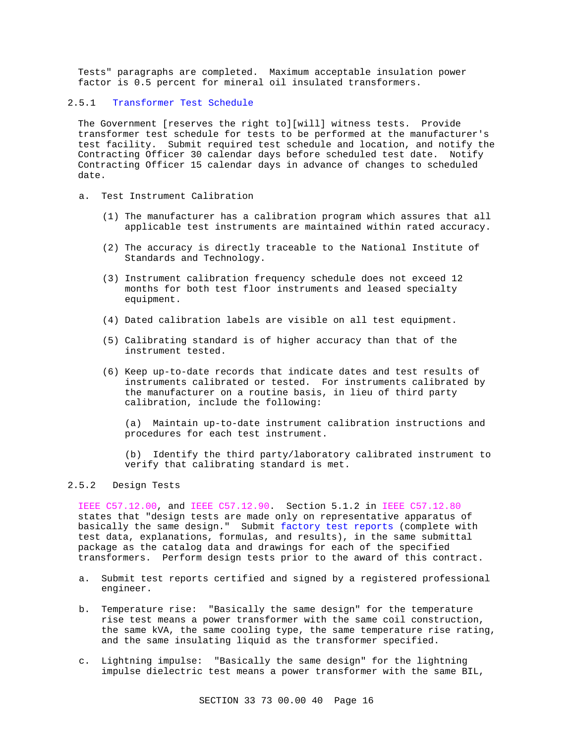Tests" paragraphs are completed. Maximum acceptable insulation power factor is 0.5 percent for mineral oil insulated transformers.

### 2.5.1 Transformer Test Schedule

The Government [reserves the right to][will] witness tests. Provide transformer test schedule for tests to be performed at the manufacturer's test facility. Submit required test schedule and location, and notify the Contracting Officer 30 calendar days before scheduled test date. Notify Contracting Officer 15 calendar days in advance of changes to scheduled date.

a. Test Instrument Calibration

   (1) The manufacturer has a calibration program which assures that all applicable test instruments are maintained within rated accuracy.

   (2) The accuracy is directly traceable to the National Institute of Standards and Technology.

   (3) Instrument calibration frequency schedule does not exceed 12 months for both test floor instruments and leased specialty equipment.

   (4) Dated calibration labels are visible on all test equipment.

   (5) Calibrating standard is of higher accuracy than that of the instrument tested.

   (6) Keep up-to-date records that indicate dates and test results of instruments calibrated or tested. For instruments calibrated by the manufacturer on a routine basis, in lieu of third party calibration, include the following:

      (a) Maintain up-to-date instrument calibration instructions and procedures for each test instrument.

      (b) Identify the third party/laboratory calibrated instrument to verify that calibrating standard is met.

### 2.5.2 Design Tests

IEEE C57.12.00, and IEEE C57.12.90. Section 5.1.2 in IEEE C57.12.80 states that "design tests are made only on representative apparatus of basically the same design." Submit factory test reports (complete with test data, explanations, formulas, and results), in the same submittal package as the catalog data and drawings for each of the specified transformers. Perform design tests prior to the award of this contract.

a. Submit test reports certified and signed by a registered professional engineer.

b. Temperature rise: "Basically the same design" for the temperature rise test means a power transformer with the same coil construction, the same kVA, the same cooling type, the same temperature rise rating, and the same insulating liquid as the transformer specified.

c. Lightning impulse: "Basically the same design" for the lightning impulse dielectric test means a power transformer with the same BIL,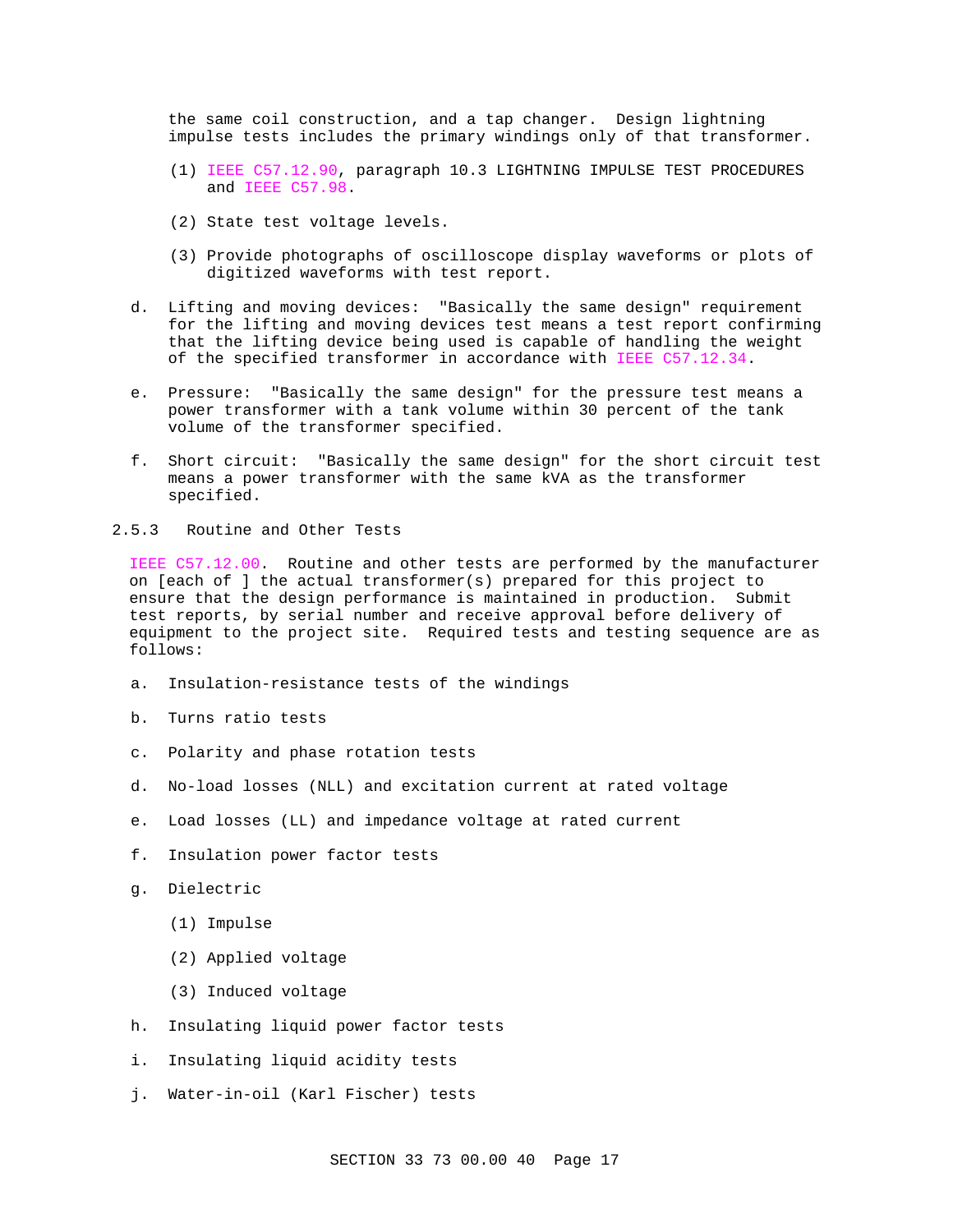the same coil construction, and a tap changer. Design lightning impulse tests includes the primary windings only of that transformer.

(1) IEEE C57.12.90, paragraph 10.3 LIGHTNING IMPULSE TEST PROCEDURES and IEEE C57.98.

(2) State test voltage levels.

(3) Provide photographs of oscilloscope display waveforms or plots of digitized waveforms with test report.

d. Lifting and moving devices: "Basically the same design" requirement for the lifting and moving devices test means a test report confirming that the lifting device being used is capable of handling the weight of the specified transformer in accordance with IEEE C57.12.34.

e. Pressure: "Basically the same design" for the pressure test means a power transformer with a tank volume within 30 percent of the tank volume of the transformer specified.

f. Short circuit: "Basically the same design" for the short circuit test means a power transformer with the same kVA as the transformer specified.

### 2.5.3 Routine and Other Tests

IEEE C57.12.00. Routine and other tests are performed by the manufacturer on [each of ] the actual transformer(s) prepared for this project to ensure that the design performance is maintained in production. Submit test reports, by serial number and receive approval before delivery of equipment to the project site. Required tests and testing sequence are as follows:

a. Insulation-resistance tests of the windings

b. Turns ratio tests

c. Polarity and phase rotation tests

d. No-load losses (NLL) and excitation current at rated voltage

e. Load losses (LL) and impedance voltage at rated current

f. Insulation power factor tests

g. Dielectric

(1) Impulse

(2) Applied voltage

(3) Induced voltage

h. Insulating liquid power factor tests

i. Insulating liquid acidity tests

j. Water-in-oil (Karl Fischer) tests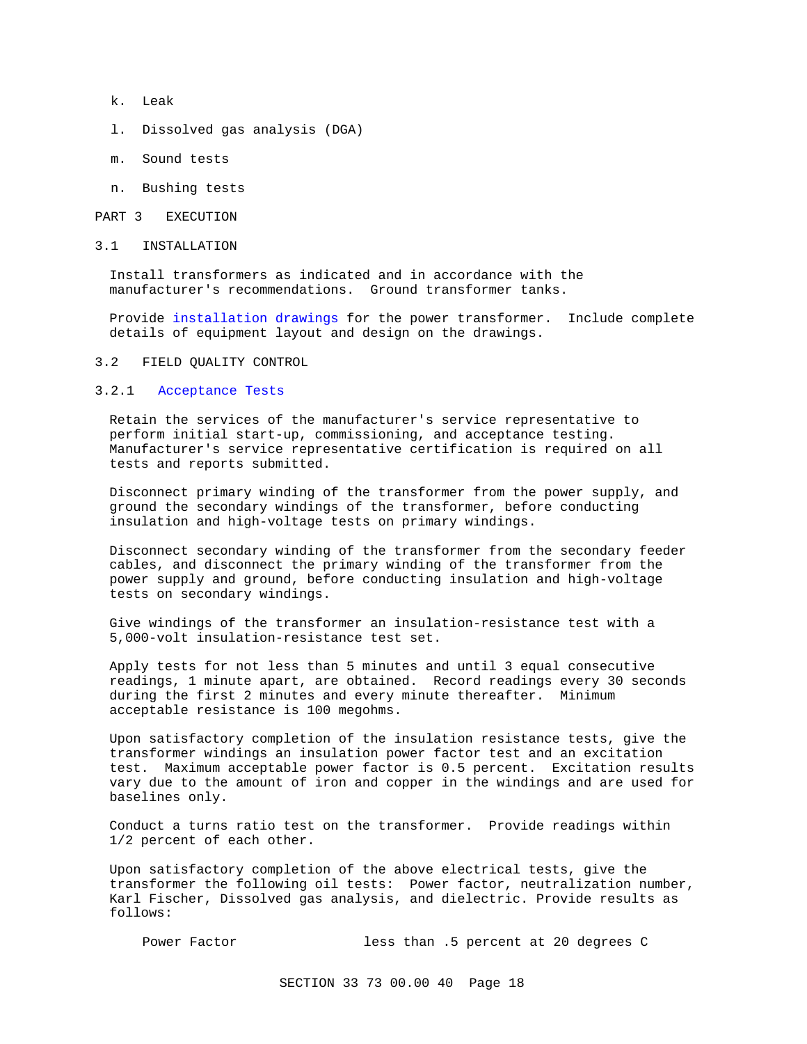k. Leak

l. Dissolved gas analysis (DGA)

m. Sound tests

n. Bushing tests

# PART 3 EXECUTION

## 3.1 INSTALLATION

Install transformers as indicated and in accordance with the manufacturer's recommendations. Ground transformer tanks.

Provide installation drawings for the power transformer. Include complete details of equipment layout and design on the drawings.

## 3.2 FIELD QUALITY CONTROL

### 3.2.1 Acceptance Tests

Retain the services of the manufacturer's service representative to perform initial start-up, commissioning, and acceptance testing. Manufacturer's service representative certification is required on all tests and reports submitted.

Disconnect primary winding of the transformer from the power supply, and ground the secondary windings of the transformer, before conducting insulation and high-voltage tests on primary windings.

Disconnect secondary winding of the transformer from the secondary feeder cables, and disconnect the primary winding of the transformer from the power supply and ground, before conducting insulation and high-voltage tests on secondary windings.

Give windings of the transformer an insulation-resistance test with a 5,000-volt insulation-resistance test set.

Apply tests for not less than 5 minutes and until 3 equal consecutive readings, 1 minute apart, are obtained. Record readings every 30 seconds during the first 2 minutes and every minute thereafter. Minimum acceptable resistance is 100 megohms.

Upon satisfactory completion of the insulation resistance tests, give the transformer windings an insulation power factor test and an excitation test. Maximum acceptable power factor is 0.5 percent. Excitation results vary due to the amount of iron and copper in the windings and are used for baselines only.

Conduct a turns ratio test on the transformer. Provide readings within 1/2 percent of each other.

Upon satisfactory completion of the above electrical tests, give the transformer the following oil tests: Power factor, neutralization number, Karl Fischer, Dissolved gas analysis, and dielectric. Provide results as follows:

| | |
|---|---|
| Power Factor | less than .5 percent at 20 degrees C |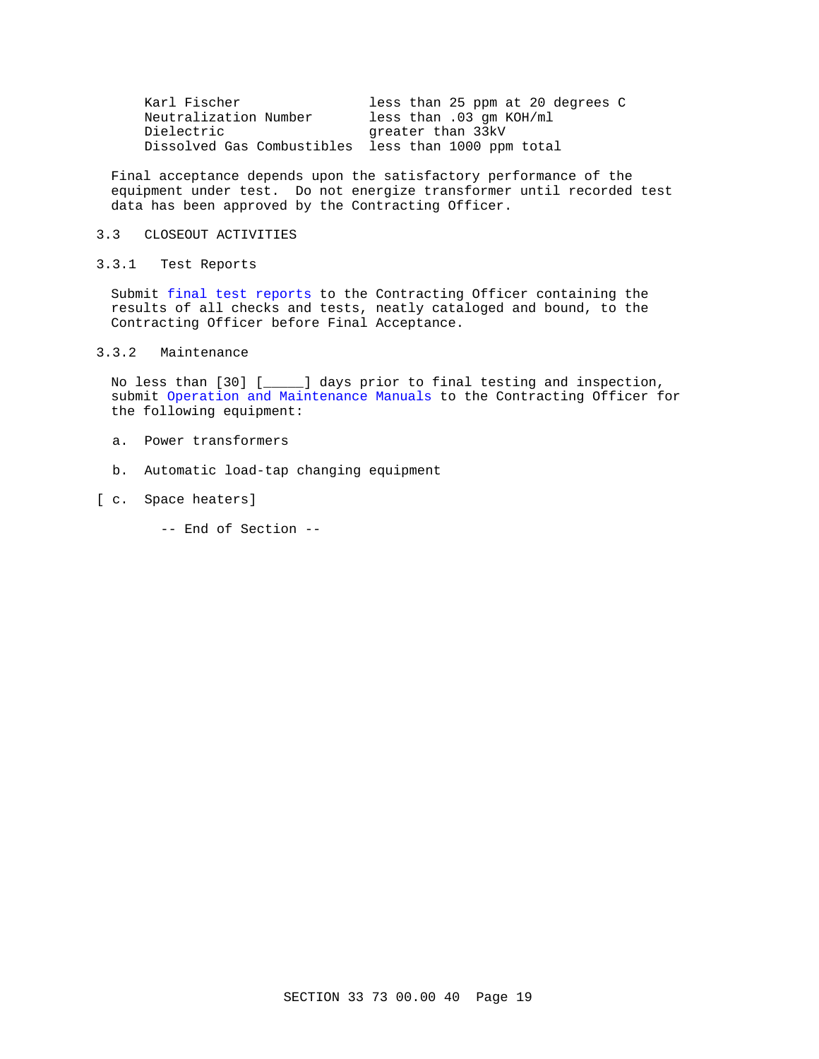| | |
|---|---|
| Karl Fischer | less than 25 ppm at 20 degrees C |
| Neutralization Number | less than .03 gm KOH/ml |
| Dielectric | greater than 33kV |
| Dissolved Gas Combustibles | less than 1000 ppm total |

Final acceptance depends upon the satisfactory performance of the equipment under test. Do not energize transformer until recorded test data has been approved by the Contracting Officer.

## 3.3 CLOSEOUT ACTIVITIES

### 3.3.1 Test Reports

Submit final test reports to the Contracting Officer containing the results of all checks and tests, neatly cataloged and bound, to the Contracting Officer before Final Acceptance.

### 3.3.2 Maintenance

No less than [30] [_____] days prior to final testing and inspection, submit Operation and Maintenance Manuals to the Contracting Officer for the following equipment:

a. Power transformers

b. Automatic load-tap changing equipment

[ c. Space heaters]

-- End of Section --